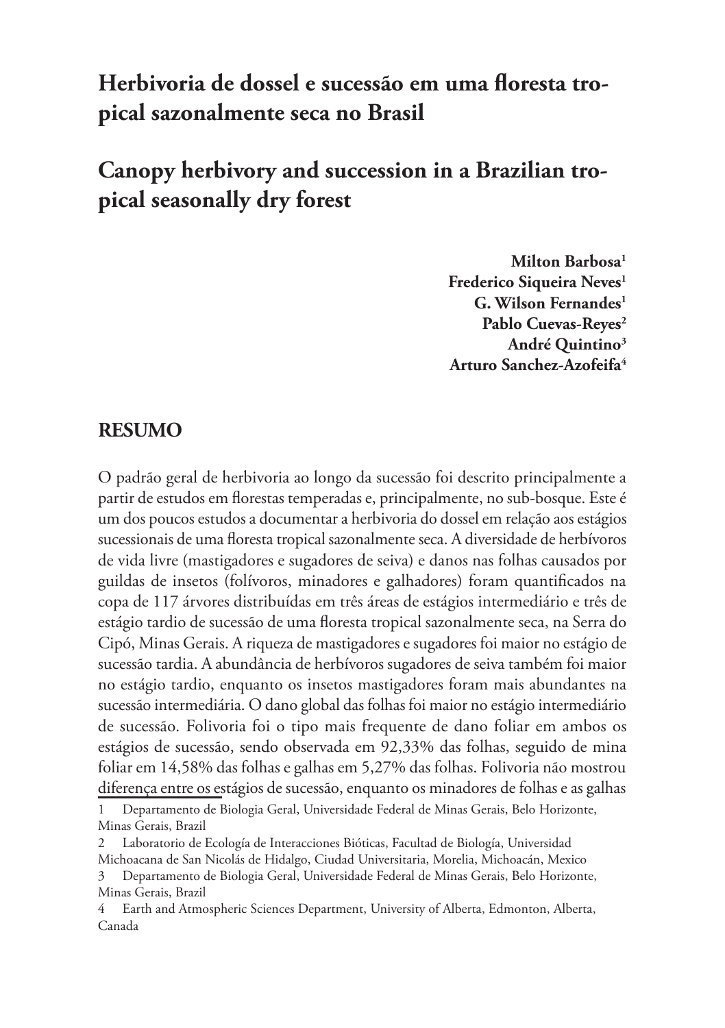# Herbivoria de dossel e sucessão em uma floresta tropical sazonalmente seca no Brasil

# Canopy herbivory and succession in a Brazilian tropical seasonally dry forest

**Milton Barbosa[1]**
**Frederico Siqueira Neves[1]**
**G. Wilson Fernandes[1]**
**Pablo Cuevas-Reyes[2]**
**André Quintino[3]**
**Arturo Sanchez-Azofeifa[4]**

## RESUMO

O padrão geral de herbivoria ao longo da sucessão foi descrito principalmente a partir de estudos em florestas temperadas e, principalmente, no sub-bosque. Este é um dos poucos estudos a documentar a herbivoria do dossel em relação aos estágios sucessionais de uma floresta tropical sazonalmente seca. A diversidade de herbívoros de vida livre (mastigadores e sugadores de seiva) e danos nas folhas causados por guildas de insetos (folívoros, minadores e galhadores) foram quantificados na copa de 117 árvores distribuídas em três áreas de estágios intermediário e três de estágio tardio de sucessão de uma floresta tropical sazonalmente seca, na Serra do Cipó, Minas Gerais. A riqueza de mastigadores e sugadores foi maior no estágio de sucessão tardia. A abundância de herbívoros sugadores de seiva também foi maior no estágio tardio, enquanto os insetos mastigadores foram mais abundantes na sucessão intermediária. O dano global das folhas foi maior no estágio intermediário de sucessão. Folivoria foi o tipo mais frequente de dano foliar em ambos os estágios de sucessão, sendo observada em 92,33% das folhas, seguido de mina foliar em 14,58% das folhas e galhas em 5,27% das folhas. Folivoria não mostrou diferença entre os estágios de sucessão, enquanto os minadores de folhas e as galhas

1 Departamento de Biologia Geral, Universidade Federal de Minas Gerais, Belo Horizonte, Minas Gerais, Brazil

2 Laboratorio de Ecología de Interacciones Bióticas, Facultad de Biología, Universidad Michoacana de San Nicolás de Hidalgo, Ciudad Universitaria, Morelia, Michoacán, Mexico

3 Departamento de Biologia Geral, Universidade Federal de Minas Gerais, Belo Horizonte, Minas Gerais, Brazil

4 Earth and Atmospheric Sciences Department, University of Alberta, Edmonton, Alberta, Canada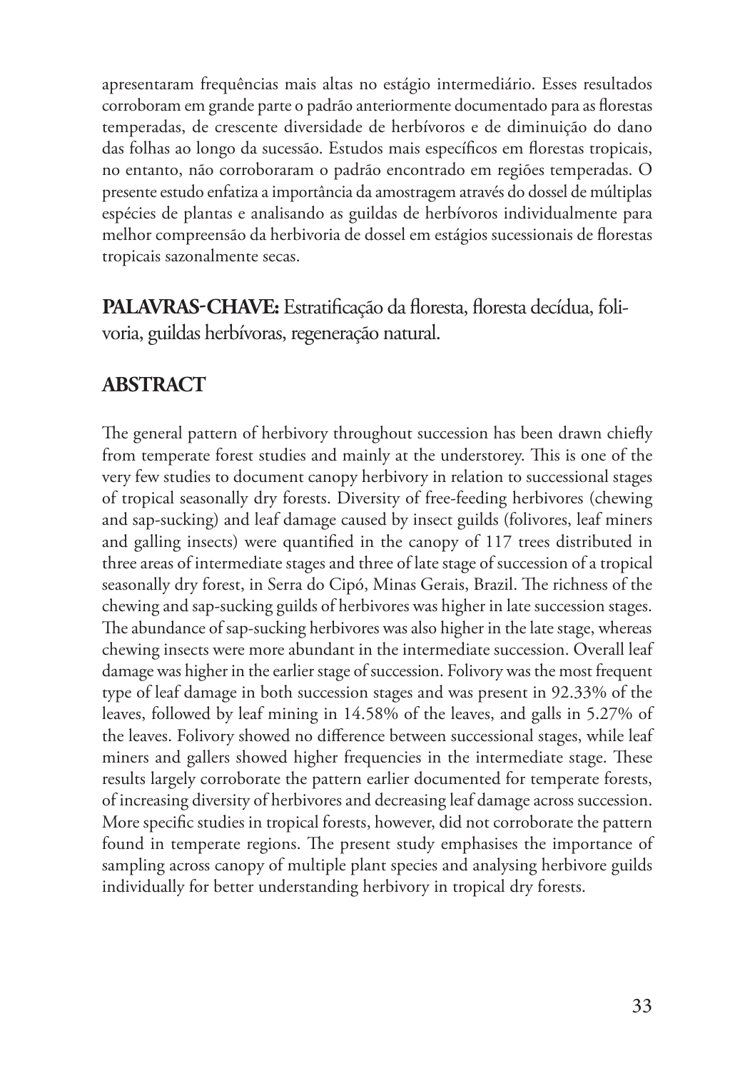apresentaram frequências mais altas no estágio intermediário. Esses resultados corroboram em grande parte o padrão anteriormente documentado para as florestas temperadas, de crescente diversidade de herbívoros e de diminuição do dano das folhas ao longo da sucessão. Estudos mais específicos em florestas tropicais, no entanto, não corroboraram o padrão encontrado em regiões temperadas. O presente estudo enfatiza a importância da amostragem através do dossel de múltiplas espécies de plantas e analisando as guildas de herbívoros individualmente para melhor compreensão da herbivoria de dossel em estágios sucessionais de florestas tropicais sazonalmente secas.

**PALAVRAS-CHAVE:** Estratificação da floresta, floresta decídua, folivoria, guildas herbívoras, regeneração natural.

## ABSTRACT

The general pattern of herbivory throughout succession has been drawn chiefly from temperate forest studies and mainly at the understorey. This is one of the very few studies to document canopy herbivory in relation to successional stages of tropical seasonally dry forests. Diversity of free-feeding herbivores (chewing and sap-sucking) and leaf damage caused by insect guilds (folivores, leaf miners and galling insects) were quantified in the canopy of 117 trees distributed in three areas of intermediate stages and three of late stage of succession of a tropical seasonally dry forest, in Serra do Cipó, Minas Gerais, Brazil. The richness of the chewing and sap-sucking guilds of herbivores was higher in late succession stages. The abundance of sap-sucking herbivores was also higher in the late stage, whereas chewing insects were more abundant in the intermediate succession. Overall leaf damage was higher in the earlier stage of succession. Folivory was the most frequent type of leaf damage in both succession stages and was present in 92.33% of the leaves, followed by leaf mining in 14.58% of the leaves, and galls in 5.27% of the leaves. Folivory showed no difference between successional stages, while leaf miners and gallers showed higher frequencies in the intermediate stage. These results largely corroborate the pattern earlier documented for temperate forests, of increasing diversity of herbivores and decreasing leaf damage across succession. More specific studies in tropical forests, however, did not corroborate the pattern found in temperate regions. The present study emphasises the importance of sampling across canopy of multiple plant species and analysing herbivore guilds individually for better understanding herbivory in tropical dry forests.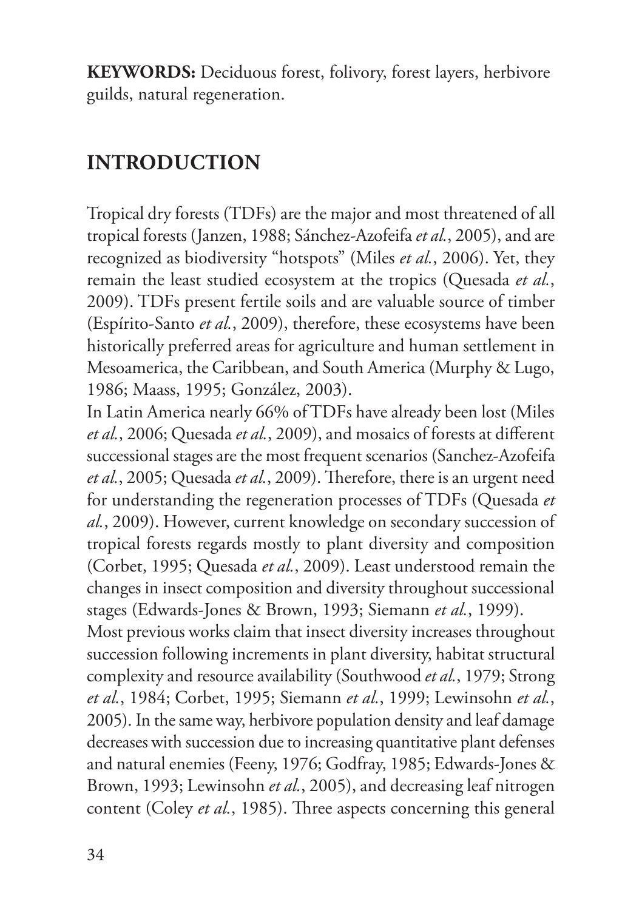**KEYWORDS:** Deciduous forest, folivory, forest layers, herbivore guilds, natural regeneration.

## INTRODUCTION

Tropical dry forests (TDFs) are the major and most threatened of all tropical forests (Janzen, 1988; Sánchez-Azofeifa *et al.*, 2005), and are recognized as biodiversity "hotspots" (Miles *et al.*, 2006). Yet, they remain the least studied ecosystem at the tropics (Quesada *et al.*, 2009). TDFs present fertile soils and are valuable source of timber (Espírito-Santo *et al.*, 2009), therefore, these ecosystems have been historically preferred areas for agriculture and human settlement in Mesoamerica, the Caribbean, and South America (Murphy & Lugo, 1986; Maass, 1995; González, 2003).

In Latin America nearly 66% of TDFs have already been lost (Miles *et al.*, 2006; Quesada *et al.*, 2009), and mosaics of forests at different successional stages are the most frequent scenarios (Sanchez-Azofeifa *et al.*, 2005; Quesada *et al.*, 2009). Therefore, there is an urgent need for understanding the regeneration processes of TDFs (Quesada *et al.*, 2009). However, current knowledge on secondary succession of tropical forests regards mostly to plant diversity and composition (Corbet, 1995; Quesada *et al.*, 2009). Least understood remain the changes in insect composition and diversity throughout successional stages (Edwards-Jones & Brown, 1993; Siemann *et al.*, 1999).

Most previous works claim that insect diversity increases throughout succession following increments in plant diversity, habitat structural complexity and resource availability (Southwood *et al.*, 1979; Strong *et al.*, 1984; Corbet, 1995; Siemann *et al.*, 1999; Lewinsohn *et al.*, 2005). In the same way, herbivore population density and leaf damage decreases with succession due to increasing quantitative plant defenses and natural enemies (Feeny, 1976; Godfray, 1985; Edwards-Jones & Brown, 1993; Lewinsohn *et al.*, 2005), and decreasing leaf nitrogen content (Coley *et al.*, 1985). Three aspects concerning this general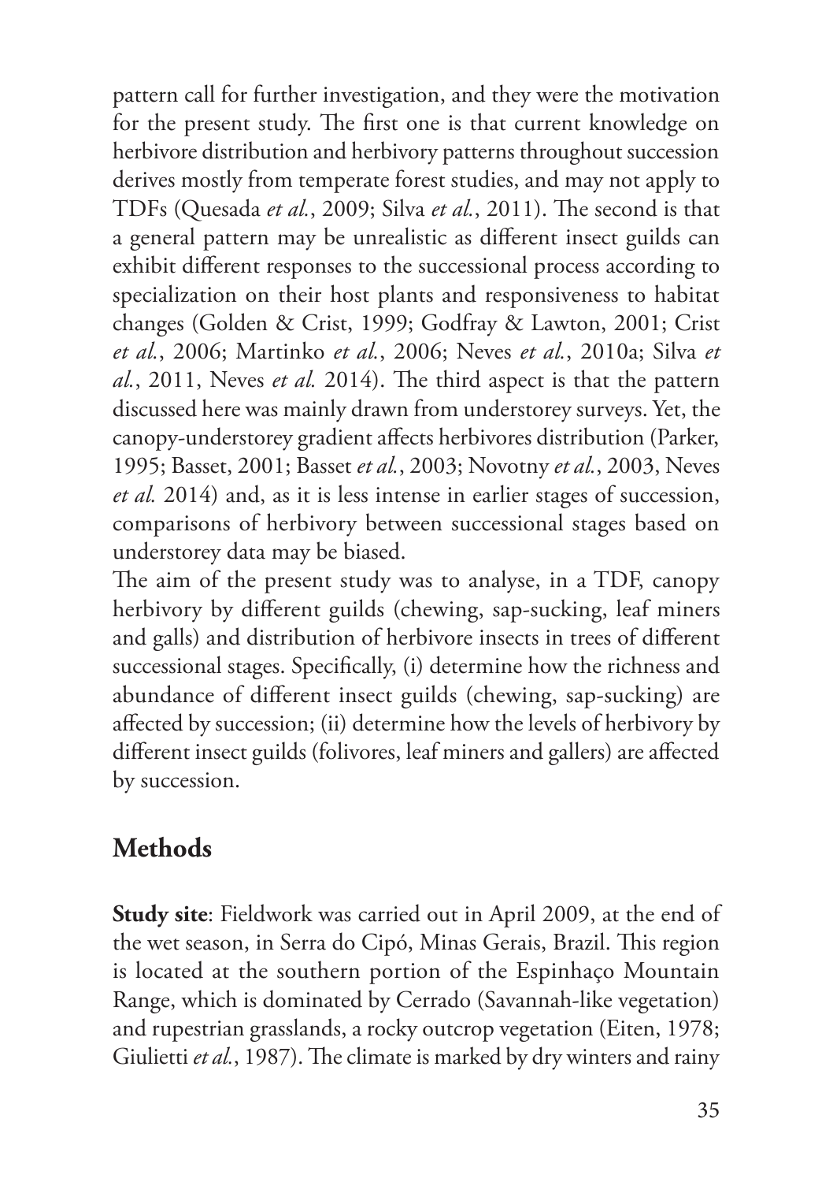pattern call for further investigation, and they were the motivation for the present study. The first one is that current knowledge on herbivore distribution and herbivory patterns throughout succession derives mostly from temperate forest studies, and may not apply to TDFs (Quesada *et al.*, 2009; Silva *et al.*, 2011). The second is that a general pattern may be unrealistic as different insect guilds can exhibit different responses to the successional process according to specialization on their host plants and responsiveness to habitat changes (Golden & Crist, 1999; Godfray & Lawton, 2001; Crist *et al.*, 2006; Martinko *et al.*, 2006; Neves *et al.*, 2010a; Silva *et al.*, 2011, Neves *et al.* 2014). The third aspect is that the pattern discussed here was mainly drawn from understorey surveys. Yet, the canopy-understorey gradient affects herbivores distribution (Parker, 1995; Basset, 2001; Basset *et al.*, 2003; Novotny *et al.*, 2003, Neves *et al.* 2014) and, as it is less intense in earlier stages of succession, comparisons of herbivory between successional stages based on understorey data may be biased.

The aim of the present study was to analyse, in a TDF, canopy herbivory by different guilds (chewing, sap-sucking, leaf miners and galls) and distribution of herbivore insects in trees of different successional stages. Specifically, (i) determine how the richness and abundance of different insect guilds (chewing, sap-sucking) are affected by succession; (ii) determine how the levels of herbivory by different insect guilds (folivores, leaf miners and gallers) are affected by succession.

## Methods

**Study site**: Fieldwork was carried out in April 2009, at the end of the wet season, in Serra do Cipó, Minas Gerais, Brazil. This region is located at the southern portion of the Espinhaço Mountain Range, which is dominated by Cerrado (Savannah-like vegetation) and rupestrian grasslands, a rocky outcrop vegetation (Eiten, 1978; Giulietti *et al.*, 1987). The climate is marked by dry winters and rainy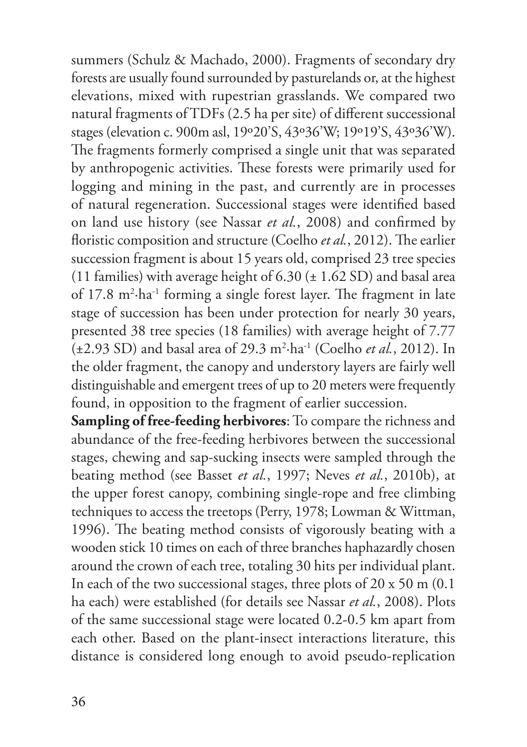summers (Schulz & Machado, 2000). Fragments of secondary dry forests are usually found surrounded by pasturelands or, at the highest elevations, mixed with rupestrian grasslands. We compared two natural fragments of TDFs (2.5 ha per site) of different successional stages (elevation c. 900m asl, 19º20'S, 43º36'W; 19º19'S, 43º36'W). The fragments formerly comprised a single unit that was separated by anthropogenic activities. These forests were primarily used for logging and mining in the past, and currently are in processes of natural regeneration. Successional stages were identified based on land use history (see Nassar *et al.*, 2008) and confirmed by floristic composition and structure (Coelho *et al.*, 2012). The earlier succession fragment is about 15 years old, comprised 23 tree species (11 families) with average height of 6.30 (± 1.62 SD) and basal area of 17.8 $m^2 \cdot ha^{-1}$ forming a single forest layer. The fragment in late stage of succession has been under protection for nearly 30 years, presented 38 tree species (18 families) with average height of 7.77 (±2.93 SD) and basal area of 29.3 $m^2 \cdot ha^{-1}$ (Coelho *et al.*, 2012). In the older fragment, the canopy and understory layers are fairly well distinguishable and emergent trees of up to 20 meters were frequently found, in opposition to the fragment of earlier succession.

**Sampling of free-feeding herbivores**: To compare the richness and abundance of the free-feeding herbivores between the successional stages, chewing and sap-sucking insects were sampled through the beating method (see Basset *et al.*, 1997; Neves *et al.*, 2010b), at the upper forest canopy, combining single-rope and free climbing techniques to access the treetops (Perry, 1978; Lowman & Wittman, 1996). The beating method consists of vigorously beating with a wooden stick 10 times on each of three branches haphazardly chosen around the crown of each tree, totaling 30 hits per individual plant. In each of the two successional stages, three plots of 20 x 50 m (0.1 ha each) were established (for details see Nassar *et al.*, 2008). Plots of the same successional stage were located 0.2-0.5 km apart from each other. Based on the plant-insect interactions literature, this distance is considered long enough to avoid pseudo-replication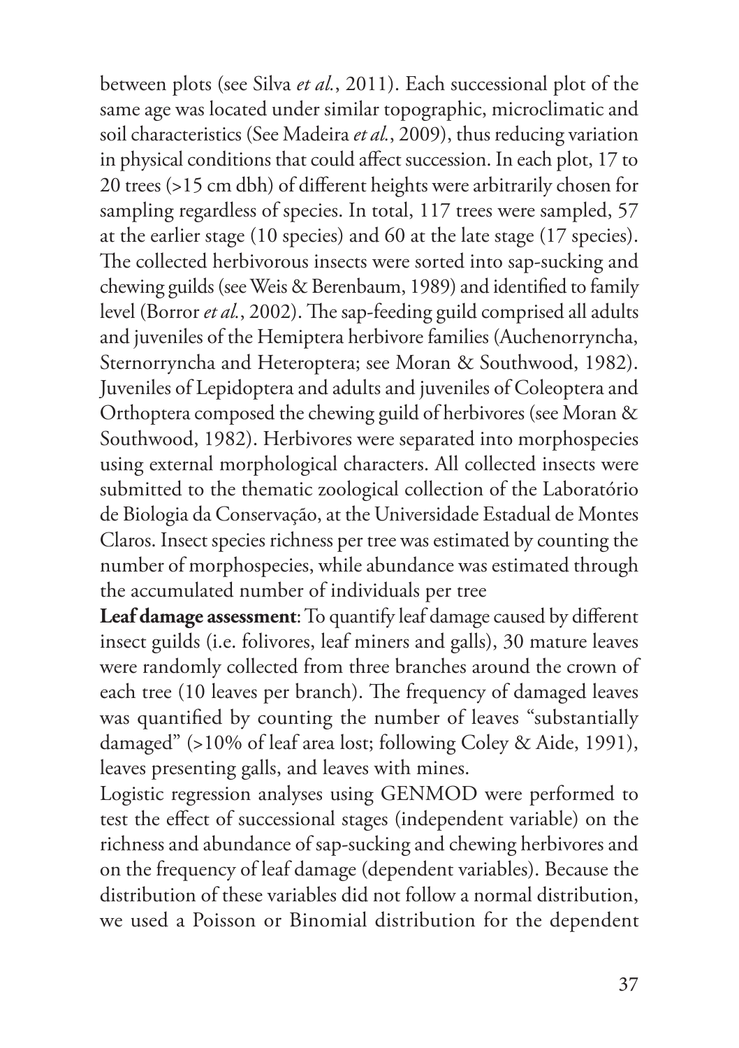between plots (see Silva *et al.*, 2011). Each successional plot of the same age was located under similar topographic, microclimatic and soil characteristics (See Madeira *et al.*, 2009), thus reducing variation in physical conditions that could affect succession. In each plot, 17 to 20 trees (>15 cm dbh) of different heights were arbitrarily chosen for sampling regardless of species. In total, 117 trees were sampled, 57 at the earlier stage (10 species) and 60 at the late stage (17 species). The collected herbivorous insects were sorted into sap-sucking and chewing guilds (see Weis & Berenbaum, 1989) and identified to family level (Borror *et al.*, 2002). The sap-feeding guild comprised all adults and juveniles of the Hemiptera herbivore families (Auchenorryncha, Sternorryncha and Heteroptera; see Moran & Southwood, 1982). Juveniles of Lepidoptera and adults and juveniles of Coleoptera and Orthoptera composed the chewing guild of herbivores (see Moran & Southwood, 1982). Herbivores were separated into morphospecies using external morphological characters. All collected insects were submitted to the thematic zoological collection of the Laboratório de Biologia da Conservação, at the Universidade Estadual de Montes Claros. Insect species richness per tree was estimated by counting the number of morphospecies, while abundance was estimated through the accumulated number of individuals per tree

**Leaf damage assessment**: To quantify leaf damage caused by different insect guilds (i.e. folivores, leaf miners and galls), 30 mature leaves were randomly collected from three branches around the crown of each tree (10 leaves per branch). The frequency of damaged leaves was quantified by counting the number of leaves "substantially damaged" (>10% of leaf area lost; following Coley & Aide, 1991), leaves presenting galls, and leaves with mines.

Logistic regression analyses using GENMOD were performed to test the effect of successional stages (independent variable) on the richness and abundance of sap-sucking and chewing herbivores and on the frequency of leaf damage (dependent variables). Because the distribution of these variables did not follow a normal distribution, we used a Poisson or Binomial distribution for the dependent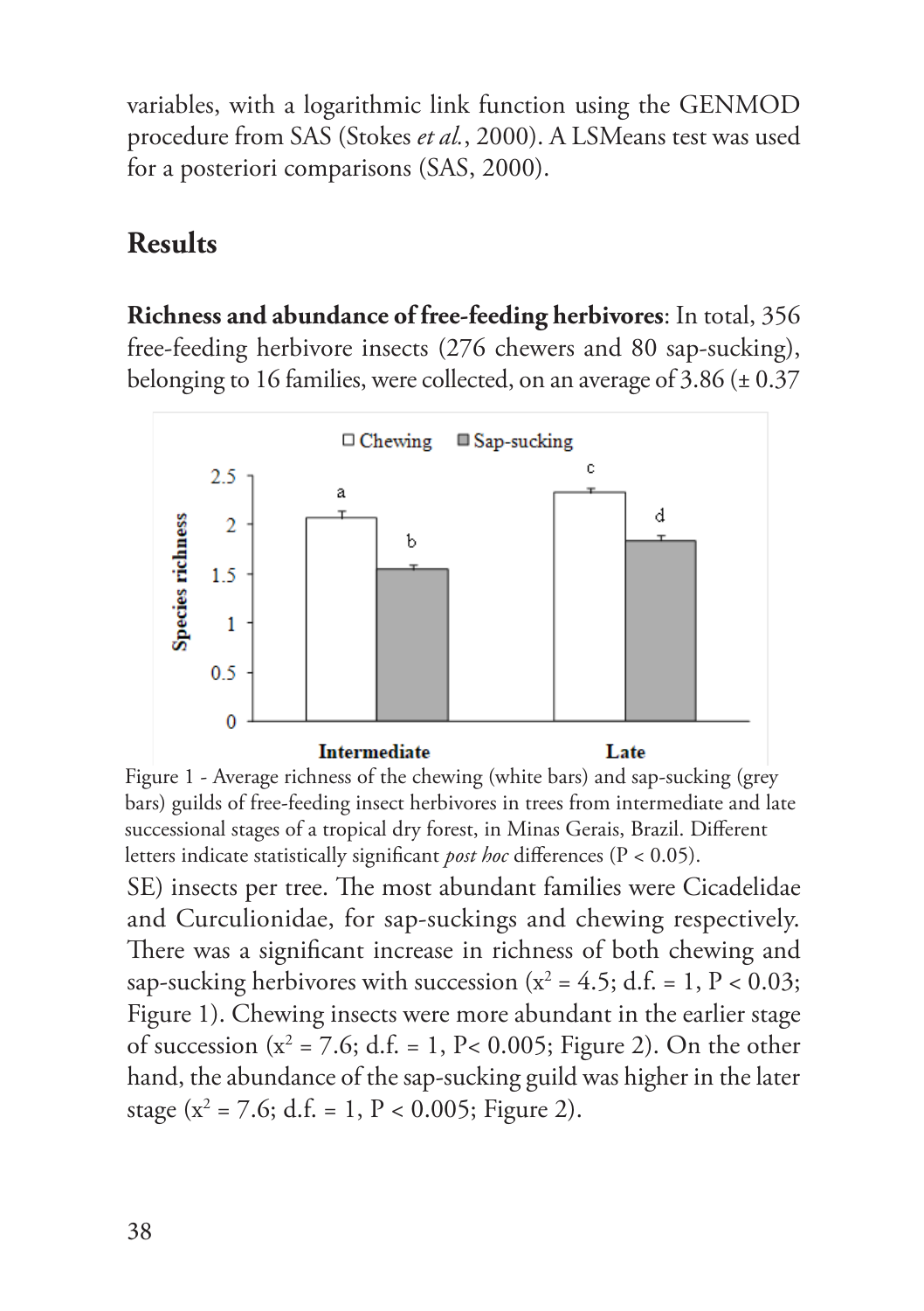variables, with a logarithmic link function using the GENMOD procedure from SAS (Stokes *et al.*, 2000). A LSMeans test was used for a posteriori comparisons (SAS, 2000).

## Results

**Richness and abundance of free-feeding herbivores**: In total, 356 free-feeding herbivore insects (276 chewers and 80 sap-sucking), belonging to 16 families, were collected, on an average of 3.86 (± 0.37 SE) insects per tree. The most abundant families were Cicadelidae and Curculionidae, for sap-suckings and chewing respectively. There was a significant increase in richness of both chewing and sap-sucking herbivores with succession ($x^2 = 4.5$; d.f. = 1, $P < 0.03$; Figure 1). Chewing insects were more abundant in the earlier stage of succession ($x^2 = 7.6$; d.f. = 1, $P < 0.005$; Figure 2). On the other hand, the abundance of the sap-sucking guild was higher in the later stage ($x^2 = 7.6$; d.f. = 1, $P < 0.005$; Figure 2).

Figure 1 - Average richness of the chewing (white bars) and sap-sucking (grey bars) guilds of free-feeding insect herbivores in trees from intermediate and late successional stages of a tropical dry forest, in Minas Gerais, Brazil. Different letters indicate statistically significant *post hoc* differences ($P < 0.05$).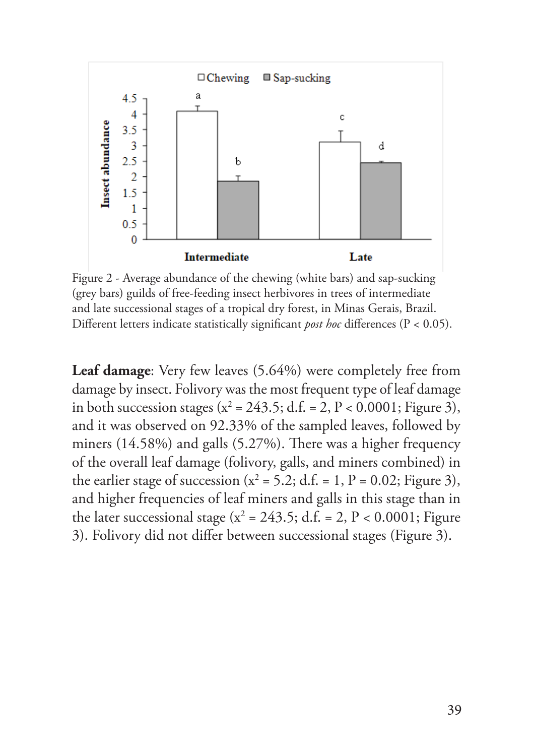Figure 2 - Average abundance of the chewing (white bars) and sap-sucking (grey bars) guilds of free-feeding insect herbivores in trees of intermediate and late successional stages of a tropical dry forest, in Minas Gerais, Brazil. Different letters indicate statistically significant *post hoc* differences ($P < 0.05$).

**Leaf damage**: Very few leaves (5.64%) were completely free from damage by insect. Folivory was the most frequent type of leaf damage in both succession stages ($x^2 = 243.5$; d.f. = 2, $P < 0.0001$; Figure 3), and it was observed on 92.33% of the sampled leaves, followed by miners (14.58%) and galls (5.27%). There was a higher frequency of the overall leaf damage (folivory, galls, and miners combined) in the earlier stage of succession ($x^2 = 5.2$; d.f. = 1, $P = 0.02$; Figure 3), and higher frequencies of leaf miners and galls in this stage than in the later successional stage ($x^2 = 243.5$; d.f. = 2, $P < 0.0001$; Figure 3). Folivory did not differ between successional stages (Figure 3).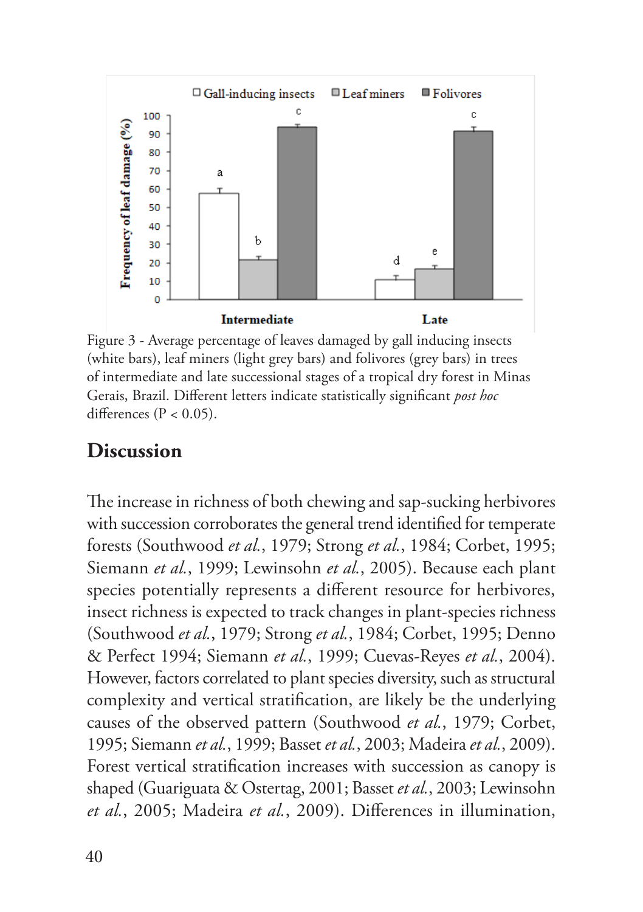Figure 3 - Average percentage of leaves damaged by gall inducing insects (white bars), leaf miners (light grey bars) and folivores (grey bars) in trees of intermediate and late successional stages of a tropical dry forest in Minas Gerais, Brazil. Different letters indicate statistically significant *post hoc* differences ($P < 0.05$).

## Discussion

The increase in richness of both chewing and sap-sucking herbivores with succession corroborates the general trend identified for temperate forests (Southwood *et al.*, 1979; Strong *et al.*, 1984; Corbet, 1995; Siemann *et al.*, 1999; Lewinsohn *et al.*, 2005). Because each plant species potentially represents a different resource for herbivores, insect richness is expected to track changes in plant-species richness (Southwood *et al.*, 1979; Strong *et al.*, 1984; Corbet, 1995; Denno & Perfect 1994; Siemann *et al.*, 1999; Cuevas-Reyes *et al.*, 2004). However, factors correlated to plant species diversity, such as structural complexity and vertical stratification, are likely be the underlying causes of the observed pattern (Southwood *et al.*, 1979; Corbet, 1995; Siemann *et al.*, 1999; Basset *et al.*, 2003; Madeira *et al.*, 2009). Forest vertical stratification increases with succession as canopy is shaped (Guariguata & Ostertag, 2001; Basset *et al.*, 2003; Lewinsohn *et al.*, 2005; Madeira *et al.*, 2009). Differences in illumination,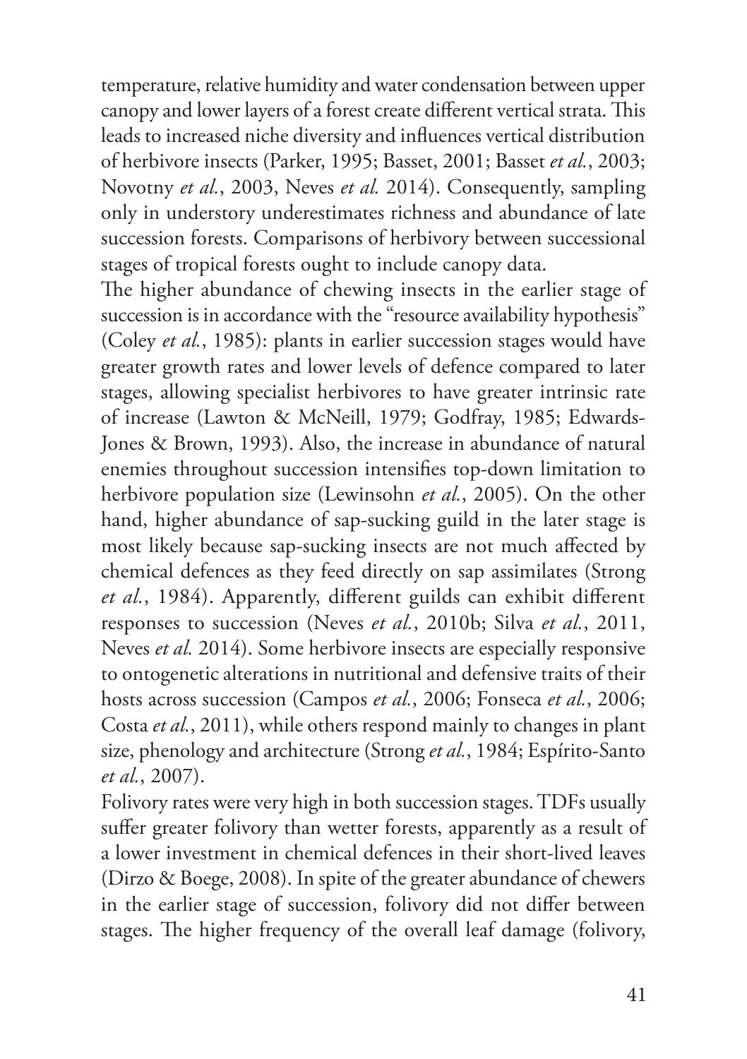temperature, relative humidity and water condensation between upper canopy and lower layers of a forest create different vertical strata. This leads to increased niche diversity and influences vertical distribution of herbivore insects (Parker, 1995; Basset, 2001; Basset *et al.*, 2003; Novotny *et al.*, 2003, Neves *et al.* 2014). Consequently, sampling only in understory underestimates richness and abundance of late succession forests. Comparisons of herbivory between successional stages of tropical forests ought to include canopy data.

The higher abundance of chewing insects in the earlier stage of succession is in accordance with the "resource availability hypothesis" (Coley *et al.*, 1985): plants in earlier succession stages would have greater growth rates and lower levels of defence compared to later stages, allowing specialist herbivores to have greater intrinsic rate of increase (Lawton & McNeill, 1979; Godfray, 1985; Edwards-Jones & Brown, 1993). Also, the increase in abundance of natural enemies throughout succession intensifies top-down limitation to herbivore population size (Lewinsohn *et al.*, 2005). On the other hand, higher abundance of sap-sucking guild in the later stage is most likely because sap-sucking insects are not much affected by chemical defences as they feed directly on sap assimilates (Strong *et al.*, 1984). Apparently, different guilds can exhibit different responses to succession (Neves *et al.*, 2010b; Silva *et al.*, 2011, Neves *et al.* 2014). Some herbivore insects are especially responsive to ontogenetic alterations in nutritional and defensive traits of their hosts across succession (Campos *et al.*, 2006; Fonseca *et al.*, 2006; Costa *et al.*, 2011), while others respond mainly to changes in plant size, phenology and architecture (Strong *et al.*, 1984; Espírito-Santo *et al.*, 2007).

Folivory rates were very high in both succession stages. TDFs usually suffer greater folivory than wetter forests, apparently as a result of a lower investment in chemical defences in their short-lived leaves (Dirzo & Boege, 2008). In spite of the greater abundance of chewers in the earlier stage of succession, folivory did not differ between stages. The higher frequency of the overall leaf damage (folivory,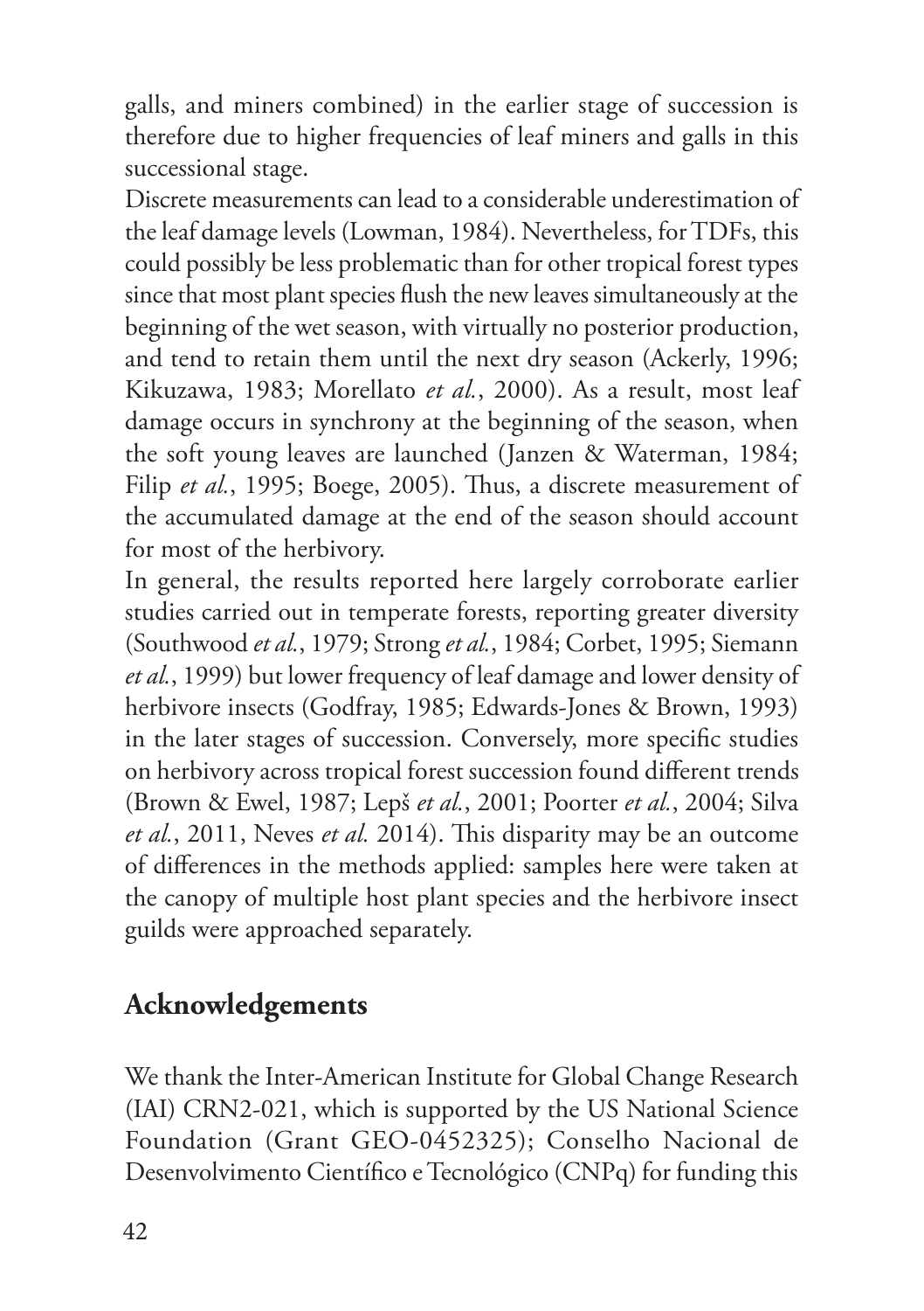galls, and miners combined) in the earlier stage of succession is therefore due to higher frequencies of leaf miners and galls in this successional stage.

Discrete measurements can lead to a considerable underestimation of the leaf damage levels (Lowman, 1984). Nevertheless, for TDFs, this could possibly be less problematic than for other tropical forest types since that most plant species flush the new leaves simultaneously at the beginning of the wet season, with virtually no posterior production, and tend to retain them until the next dry season (Ackerly, 1996; Kikuzawa, 1983; Morellato *et al.*, 2000). As a result, most leaf damage occurs in synchrony at the beginning of the season, when the soft young leaves are launched (Janzen & Waterman, 1984; Filip *et al.*, 1995; Boege, 2005). Thus, a discrete measurement of the accumulated damage at the end of the season should account for most of the herbivory.

In general, the results reported here largely corroborate earlier studies carried out in temperate forests, reporting greater diversity (Southwood *et al.*, 1979; Strong *et al.*, 1984; Corbet, 1995; Siemann *et al.*, 1999) but lower frequency of leaf damage and lower density of herbivore insects (Godfray, 1985; Edwards-Jones & Brown, 1993) in the later stages of succession. Conversely, more specific studies on herbivory across tropical forest succession found different trends (Brown & Ewel, 1987; Lepš *et al.*, 2001; Poorter *et al.*, 2004; Silva *et al.*, 2011, Neves *et al.* 2014). This disparity may be an outcome of differences in the methods applied: samples here were taken at the canopy of multiple host plant species and the herbivore insect guilds were approached separately.

## Acknowledgements

We thank the Inter-American Institute for Global Change Research (IAI) CRN2-021, which is supported by the US National Science Foundation (Grant GEO-0452325); Conselho Nacional de Desenvolvimento Científico e Tecnológico (CNPq) for funding this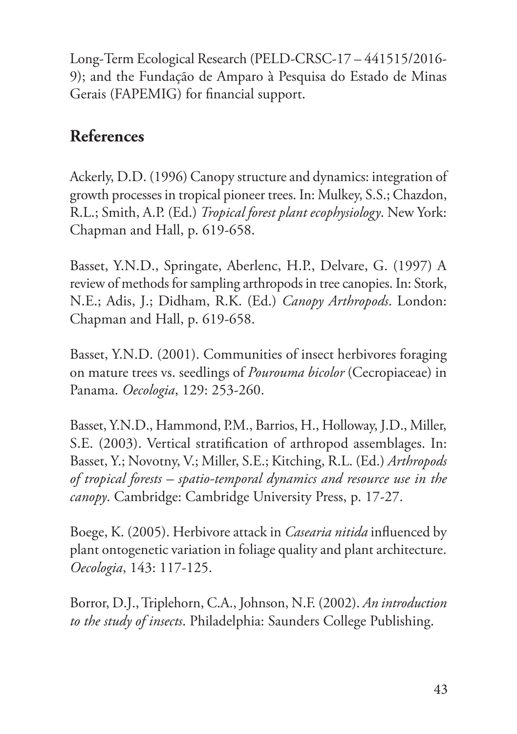Long-Term Ecological Research (PELD-CRSC-17 – 441515/2016-9); and the Fundação de Amparo à Pesquisa do Estado de Minas Gerais (FAPEMIG) for financial support.

## References

Ackerly, D.D. (1996) Canopy structure and dynamics: integration of growth processes in tropical pioneer trees. In: Mulkey, S.S.; Chazdon, R.L.; Smith, A.P. (Ed.) *Tropical forest plant ecophysiology*. New York: Chapman and Hall, p. 619-658.

Basset, Y.N.D., Springate, Aberlenc, H.P., Delvare, G. (1997) A review of methods for sampling arthropods in tree canopies. In: Stork, N.E.; Adis, J.; Didham, R.K. (Ed.) *Canopy Arthropods*. London: Chapman and Hall, p. 619-658.

Basset, Y.N.D. (2001). Communities of insect herbivores foraging on mature trees vs. seedlings of *Pourouma bicolor* (Cecropiaceae) in Panama. *Oecologia*, 129: 253-260.

Basset, Y.N.D., Hammond, P.M., Barrios, H., Holloway, J.D., Miller, S.E. (2003). Vertical stratification of arthropod assemblages. In: Basset, Y.; Novotny, V.; Miller, S.E.; Kitching, R.L. (Ed.) *Arthropods of tropical forests – spatio-temporal dynamics and resource use in the canopy*. Cambridge: Cambridge University Press, p. 17-27.

Boege, K. (2005). Herbivore attack in *Casearia nitida* influenced by plant ontogenetic variation in foliage quality and plant architecture. *Oecologia*, 143: 117-125.

Borror, D.J., Triplehorn, C.A., Johnson, N.F. (2002). *An introduction to the study of insects*. Philadelphia: Saunders College Publishing.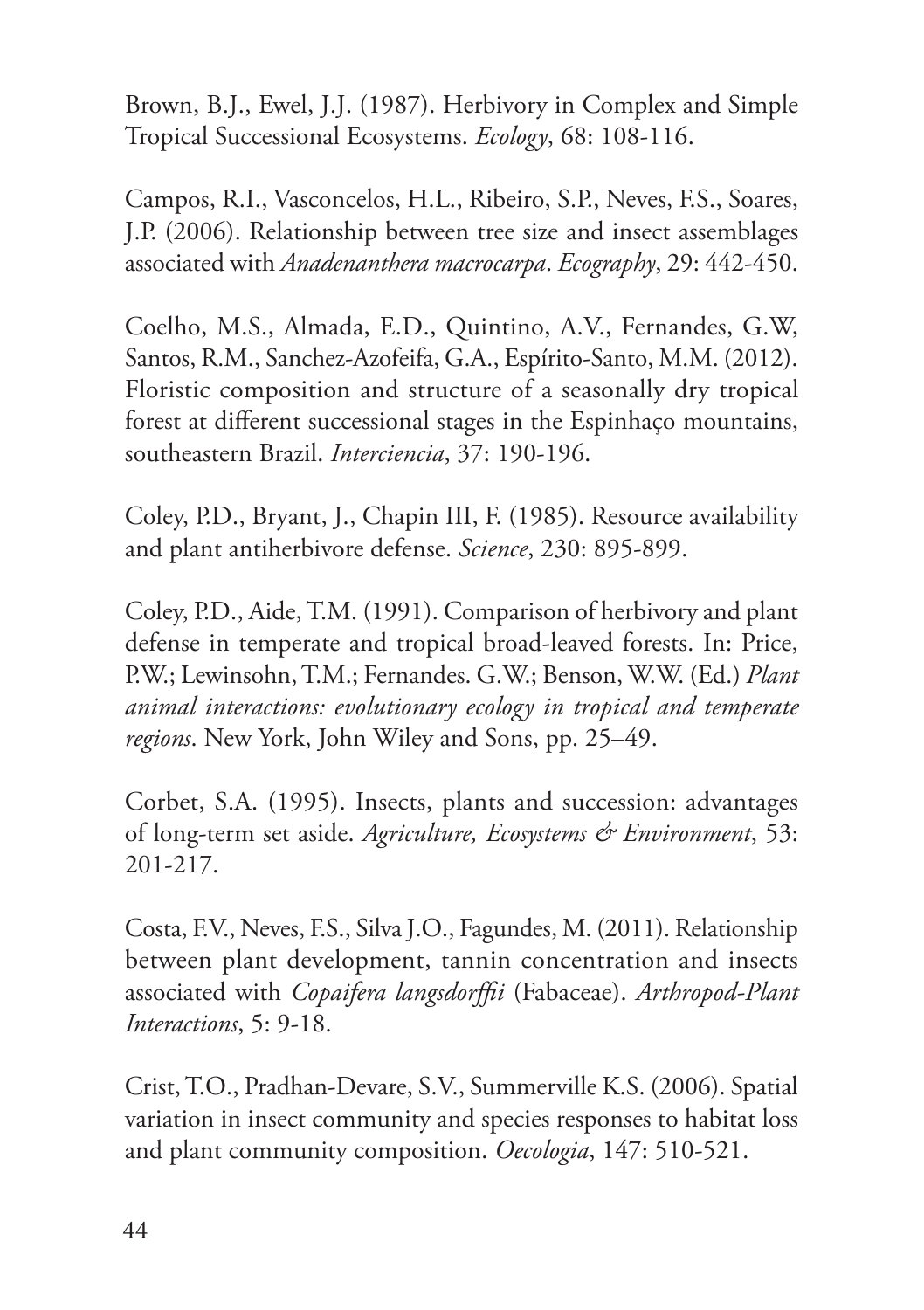Brown, B.J., Ewel, J.J. (1987). Herbivory in Complex and Simple Tropical Successional Ecosystems. *Ecology*, 68: 108-116.

Campos, R.I., Vasconcelos, H.L., Ribeiro, S.P., Neves, F.S., Soares, J.P. (2006). Relationship between tree size and insect assemblages associated with *Anadenanthera macrocarpa*. *Ecography*, 29: 442-450.

Coelho, M.S., Almada, E.D., Quintino, A.V., Fernandes, G.W, Santos, R.M., Sanchez-Azofeifa, G.A., Espírito-Santo, M.M. (2012). Floristic composition and structure of a seasonally dry tropical forest at different successional stages in the Espinhaço mountains, southeastern Brazil. *Interciencia*, 37: 190-196.

Coley, P.D., Bryant, J., Chapin III, F. (1985). Resource availability and plant antiherbivore defense. *Science*, 230: 895-899.

Coley, P.D., Aide, T.M. (1991). Comparison of herbivory and plant defense in temperate and tropical broad-leaved forests. In: Price, P.W.; Lewinsohn, T.M.; Fernandes. G.W.; Benson, W.W. (Ed.) *Plant animal interactions: evolutionary ecology in tropical and temperate regions*. New York, John Wiley and Sons, pp. 25–49.

Corbet, S.A. (1995). Insects, plants and succession: advantages of long-term set aside. *Agriculture, Ecosystems & Environment*, 53: 201-217.

Costa, F.V., Neves, F.S., Silva J.O., Fagundes, M. (2011). Relationship between plant development, tannin concentration and insects associated with *Copaifera langsdorffii* (Fabaceae). *Arthropod-Plant Interactions*, 5: 9-18.

Crist, T.O., Pradhan-Devare, S.V., Summerville K.S. (2006). Spatial variation in insect community and species responses to habitat loss and plant community composition. *Oecologia*, 147: 510-521.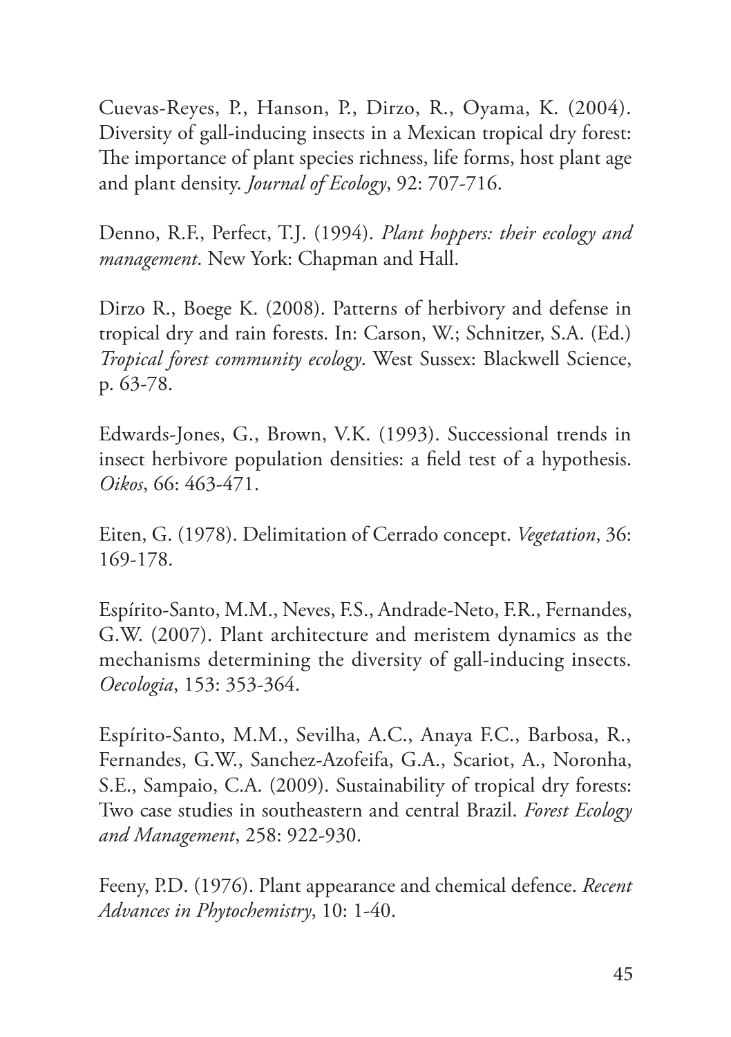Cuevas-Reyes, P., Hanson, P., Dirzo, R., Oyama, K. (2004). Diversity of gall-inducing insects in a Mexican tropical dry forest: The importance of plant species richness, life forms, host plant age and plant density. *Journal of Ecology*, 92: 707-716.

Denno, R.F., Perfect, T.J. (1994). *Plant hoppers: their ecology and management*. New York: Chapman and Hall.

Dirzo R., Boege K. (2008). Patterns of herbivory and defense in tropical dry and rain forests. In: Carson, W.; Schnitzer, S.A. (Ed.) *Tropical forest community ecology*. West Sussex: Blackwell Science, p. 63-78.

Edwards-Jones, G., Brown, V.K. (1993). Successional trends in insect herbivore population densities: a field test of a hypothesis. *Oikos*, 66: 463-471.

Eiten, G. (1978). Delimitation of Cerrado concept. *Vegetation*, 36: 169-178.

Espírito-Santo, M.M., Neves, F.S., Andrade-Neto, F.R., Fernandes, G.W. (2007). Plant architecture and meristem dynamics as the mechanisms determining the diversity of gall-inducing insects. *Oecologia*, 153: 353-364.

Espírito-Santo, M.M., Sevilha, A.C., Anaya F.C., Barbosa, R., Fernandes, G.W., Sanchez-Azofeifa, G.A., Scariot, A., Noronha, S.E., Sampaio, C.A. (2009). Sustainability of tropical dry forests: Two case studies in southeastern and central Brazil. *Forest Ecology and Management*, 258: 922-930.

Feeny, P.D. (1976). Plant appearance and chemical defence. *Recent Advances in Phytochemistry*, 10: 1-40.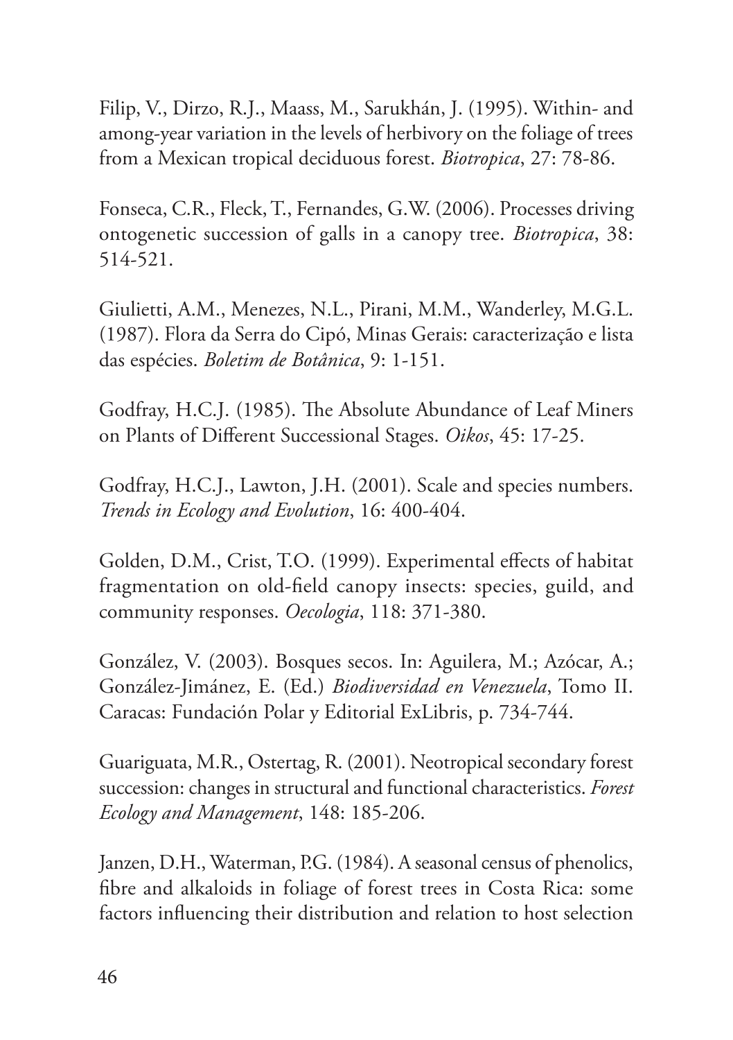Filip, V., Dirzo, R.J., Maass, M., Sarukhán, J. (1995). Within- and among-year variation in the levels of herbivory on the foliage of trees from a Mexican tropical deciduous forest. *Biotropica*, 27: 78-86.

Fonseca, C.R., Fleck, T., Fernandes, G.W. (2006). Processes driving ontogenetic succession of galls in a canopy tree. *Biotropica*, 38: 514-521.

Giulietti, A.M., Menezes, N.L., Pirani, M.M., Wanderley, M.G.L. (1987). Flora da Serra do Cipó, Minas Gerais: caracterização e lista das espécies. *Boletim de Botânica*, 9: 1-151.

Godfray, H.C.J. (1985). The Absolute Abundance of Leaf Miners on Plants of Different Successional Stages. *Oikos*, 45: 17-25.

Godfray, H.C.J., Lawton, J.H. (2001). Scale and species numbers. *Trends in Ecology and Evolution*, 16: 400-404.

Golden, D.M., Crist, T.O. (1999). Experimental effects of habitat fragmentation on old-field canopy insects: species, guild, and community responses. *Oecologia*, 118: 371-380.

González, V. (2003). Bosques secos. In: Aguilera, M.; Azócar, A.; González-Jimánez, E. (Ed.) *Biodiversidad en Venezuela*, Tomo II. Caracas: Fundación Polar y Editorial ExLibris, p. 734-744.

Guariguata, M.R., Ostertag, R. (2001). Neotropical secondary forest succession: changes in structural and functional characteristics. *Forest Ecology and Management*, 148: 185-206.

Janzen, D.H., Waterman, P.G. (1984). A seasonal census of phenolics, fibre and alkaloids in foliage of forest trees in Costa Rica: some factors influencing their distribution and relation to host selection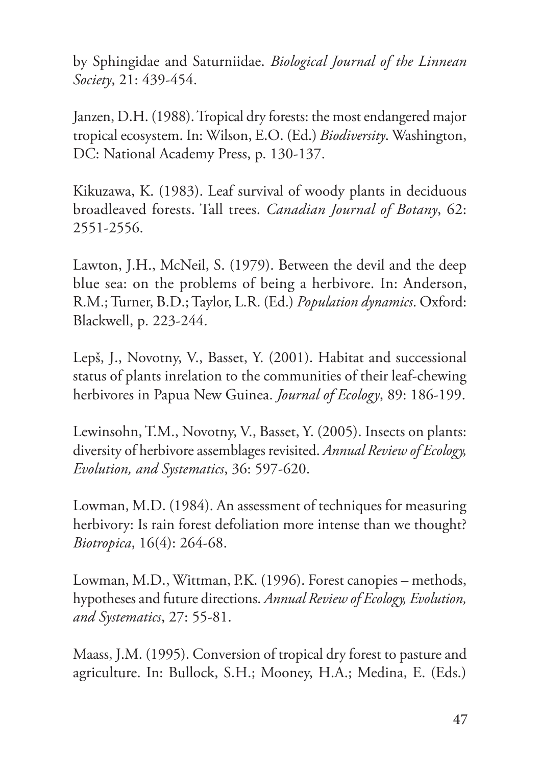by Sphingidae and Saturniidae. *Biological Journal of the Linnean Society*, 21: 439-454.

Janzen, D.H. (1988). Tropical dry forests: the most endangered major tropical ecosystem. In: Wilson, E.O. (Ed.) *Biodiversity*. Washington, DC: National Academy Press, p. 130-137.

Kikuzawa, K. (1983). Leaf survival of woody plants in deciduous broadleaved forests. Tall trees. *Canadian Journal of Botany*, 62: 2551-2556.

Lawton, J.H., McNeil, S. (1979). Between the devil and the deep blue sea: on the problems of being a herbivore. In: Anderson, R.M.; Turner, B.D.; Taylor, L.R. (Ed.) *Population dynamics*. Oxford: Blackwell, p. 223-244.

Lepš, J., Novotny, V., Basset, Y. (2001). Habitat and successional status of plants inrelation to the communities of their leaf-chewing herbivores in Papua New Guinea. *Journal of Ecology*, 89: 186-199.

Lewinsohn, T.M., Novotny, V., Basset, Y. (2005). Insects on plants: diversity of herbivore assemblages revisited. *Annual Review of Ecology, Evolution, and Systematics*, 36: 597-620.

Lowman, M.D. (1984). An assessment of techniques for measuring herbivory: Is rain forest defoliation more intense than we thought? *Biotropica*, 16(4): 264-68.

Lowman, M.D., Wittman, P.K. (1996). Forest canopies – methods, hypotheses and future directions. *Annual Review of Ecology, Evolution, and Systematics*, 27: 55-81.

Maass, J.M. (1995). Conversion of tropical dry forest to pasture and agriculture. In: Bullock, S.H.; Mooney, H.A.; Medina, E. (Eds.)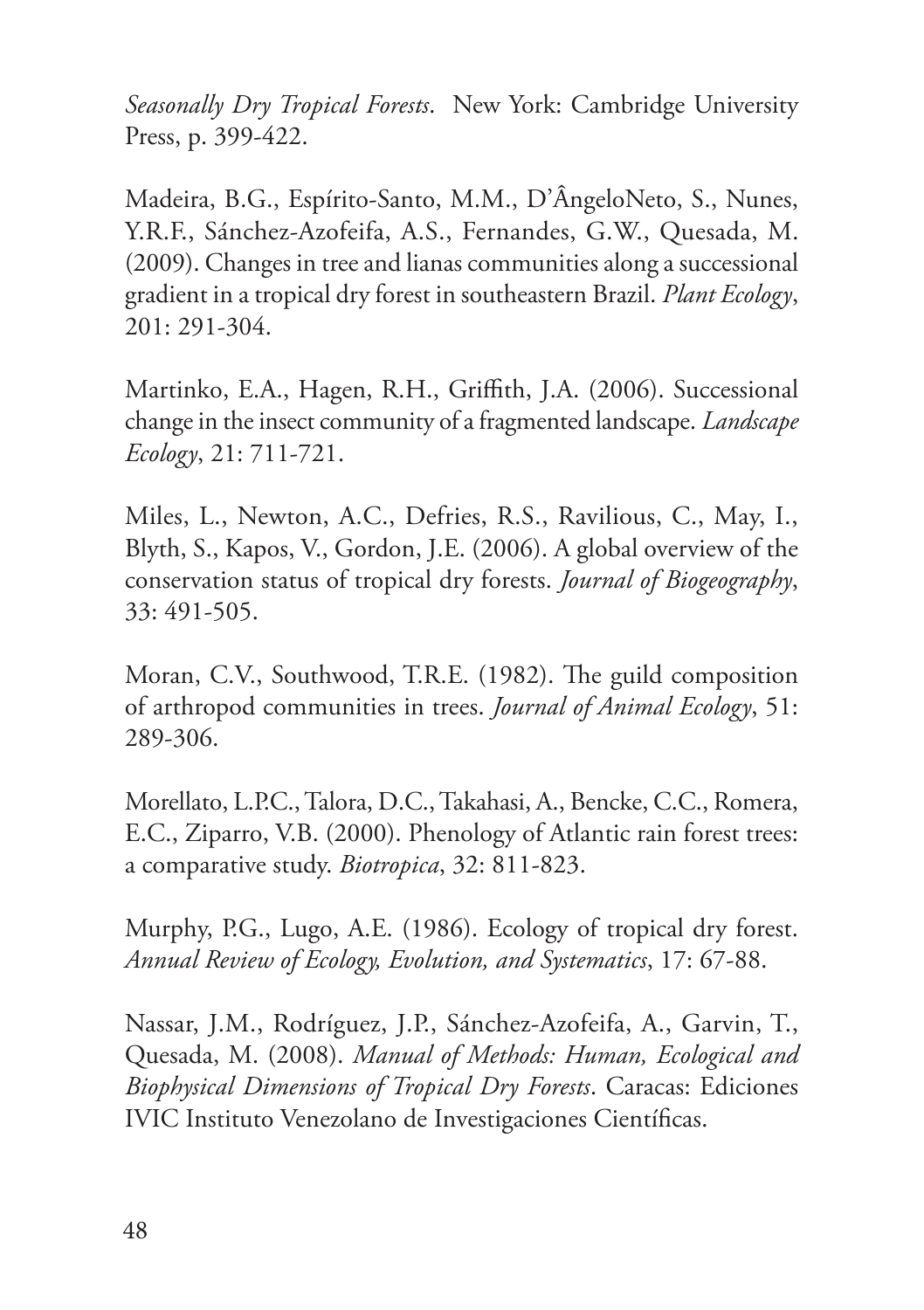*Seasonally Dry Tropical Forests*. New York: Cambridge University Press, p. 399-422.

Madeira, B.G., Espírito-Santo, M.M., D'ÂngeloNeto, S., Nunes, Y.R.F., Sánchez-Azofeifa, A.S., Fernandes, G.W., Quesada, M. (2009). Changes in tree and lianas communities along a successional gradient in a tropical dry forest in southeastern Brazil. *Plant Ecology*, 201: 291-304.

Martinko, E.A., Hagen, R.H., Griffith, J.A. (2006). Successional change in the insect community of a fragmented landscape. *Landscape Ecology*, 21: 711-721.

Miles, L., Newton, A.C., Defries, R.S., Ravilious, C., May, I., Blyth, S., Kapos, V., Gordon, J.E. (2006). A global overview of the conservation status of tropical dry forests. *Journal of Biogeography*, 33: 491-505.

Moran, C.V., Southwood, T.R.E. (1982). The guild composition of arthropod communities in trees. *Journal of Animal Ecology*, 51: 289-306.

Morellato, L.P.C., Talora, D.C., Takahasi, A., Bencke, C.C., Romera, E.C., Ziparro, V.B. (2000). Phenology of Atlantic rain forest trees: a comparative study. *Biotropica*, 32: 811-823.

Murphy, P.G., Lugo, A.E. (1986). Ecology of tropical dry forest. *Annual Review of Ecology, Evolution, and Systematics*, 17: 67-88.

Nassar, J.M., Rodríguez, J.P., Sánchez-Azofeifa, A., Garvin, T., Quesada, M. (2008). *Manual of Methods: Human, Ecological and Biophysical Dimensions of Tropical Dry Forests*. Caracas: Ediciones IVIC Instituto Venezolano de Investigaciones Científicas.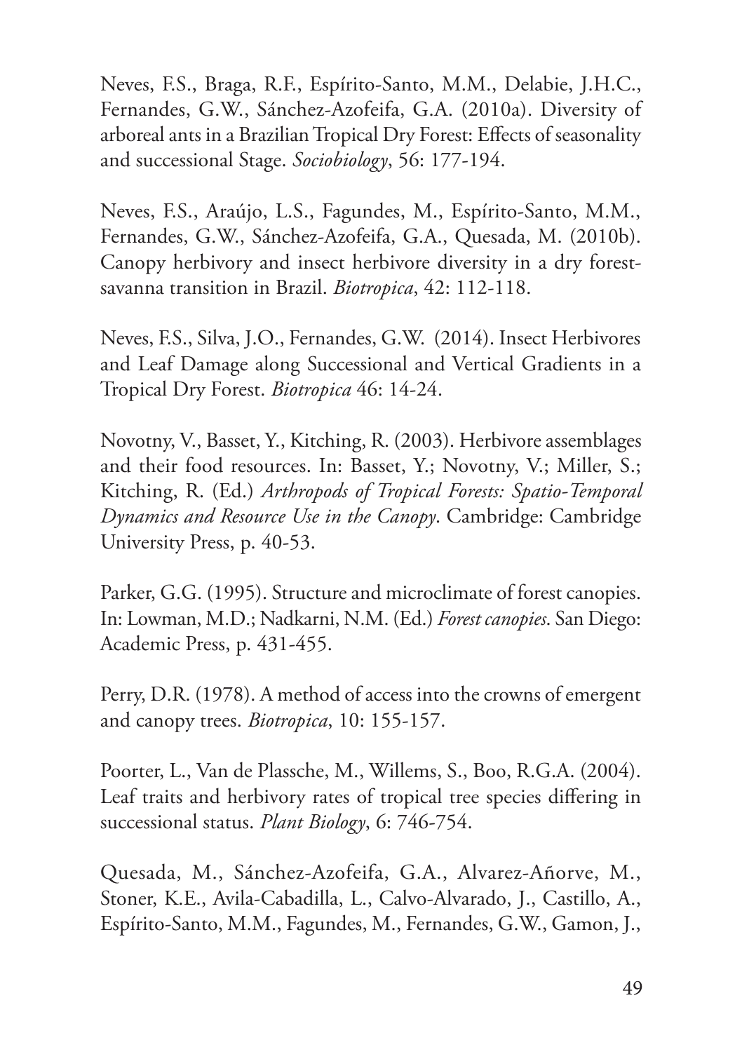Neves, F.S., Braga, R.F., Espírito-Santo, M.M., Delabie, J.H.C., Fernandes, G.W., Sánchez-Azofeifa, G.A. (2010a). Diversity of arboreal ants in a Brazilian Tropical Dry Forest: Effects of seasonality and successional Stage. *Sociobiology*, 56: 177-194.

Neves, F.S., Araújo, L.S., Fagundes, M., Espírito-Santo, M.M., Fernandes, G.W., Sánchez-Azofeifa, G.A., Quesada, M. (2010b). Canopy herbivory and insect herbivore diversity in a dry forest-savanna transition in Brazil. *Biotropica*, 42: 112-118.

Neves, F.S., Silva, J.O., Fernandes, G.W. (2014). Insect Herbivores and Leaf Damage along Successional and Vertical Gradients in a Tropical Dry Forest. *Biotropica* 46: 14-24.

Novotny, V., Basset, Y., Kitching, R. (2003). Herbivore assemblages and their food resources. In: Basset, Y.; Novotny, V.; Miller, S.; Kitching, R. (Ed.) *Arthropods of Tropical Forests: Spatio-Temporal Dynamics and Resource Use in the Canopy*. Cambridge: Cambridge University Press, p. 40-53.

Parker, G.G. (1995). Structure and microclimate of forest canopies. In: Lowman, M.D.; Nadkarni, N.M. (Ed.) *Forest canopies*. San Diego: Academic Press, p. 431-455.

Perry, D.R. (1978). A method of access into the crowns of emergent and canopy trees. *Biotropica*, 10: 155-157.

Poorter, L., Van de Plassche, M., Willems, S., Boo, R.G.A. (2004). Leaf traits and herbivory rates of tropical tree species differing in successional status. *Plant Biology*, 6: 746-754.

Quesada, M., Sánchez-Azofeifa, G.A., Alvarez-Añorve, M., Stoner, K.E., Avila-Cabadilla, L., Calvo-Alvarado, J., Castillo, A., Espírito-Santo, M.M., Fagundes, M., Fernandes, G.W., Gamon, J.,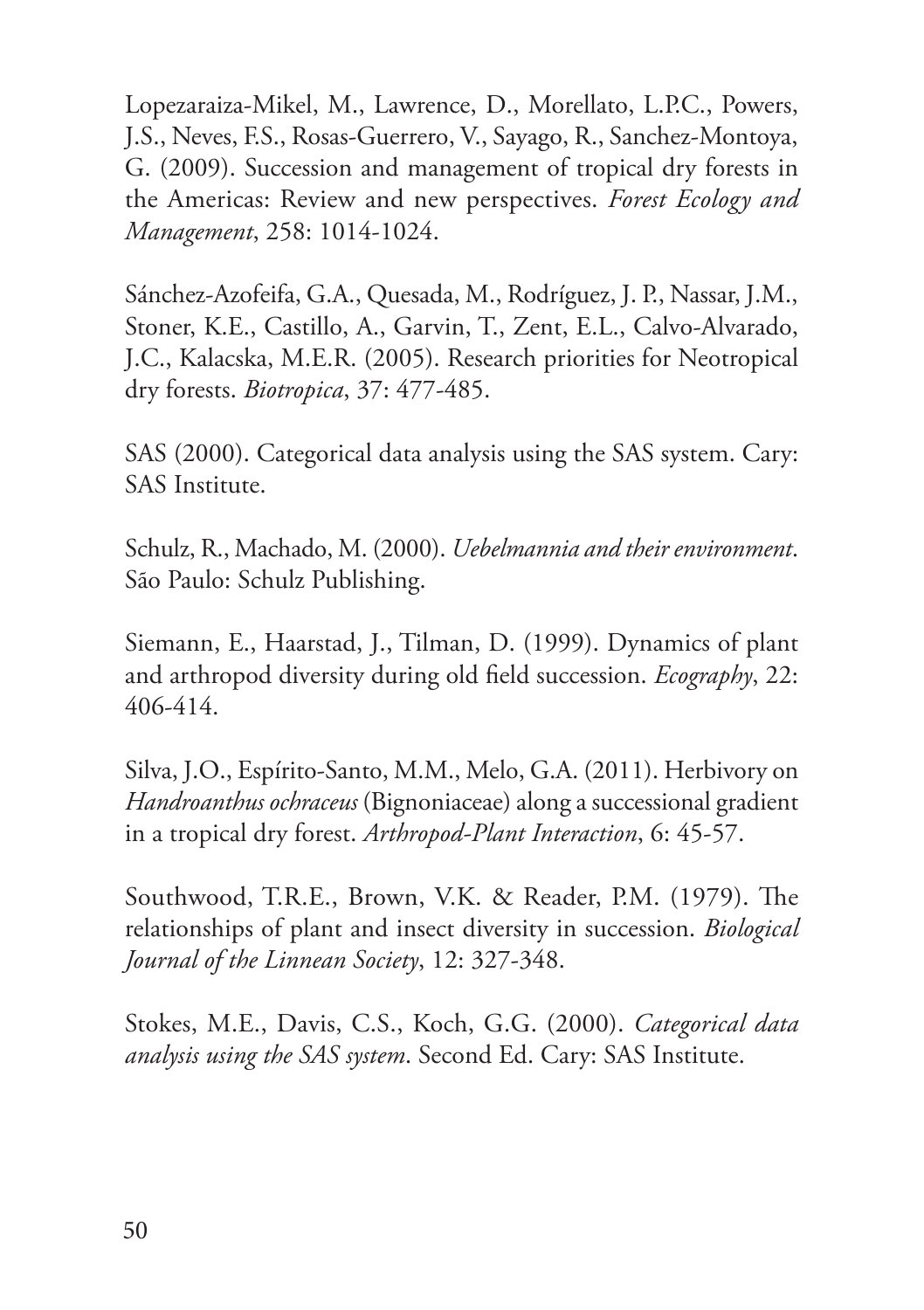Lopezaraiza-Mikel, M., Lawrence, D., Morellato, L.P.C., Powers, J.S., Neves, F.S., Rosas-Guerrero, V., Sayago, R., Sanchez-Montoya, G. (2009). Succession and management of tropical dry forests in the Americas: Review and new perspectives. *Forest Ecology and Management*, 258: 1014-1024.

Sánchez-Azofeifa, G.A., Quesada, M., Rodríguez, J. P., Nassar, J.M., Stoner, K.E., Castillo, A., Garvin, T., Zent, E.L., Calvo-Alvarado, J.C., Kalacska, M.E.R. (2005). Research priorities for Neotropical dry forests. *Biotropica*, 37: 477-485.

SAS (2000). Categorical data analysis using the SAS system. Cary: SAS Institute.

Schulz, R., Machado, M. (2000). *Uebelmannia and their environment*. São Paulo: Schulz Publishing.

Siemann, E., Haarstad, J., Tilman, D. (1999). Dynamics of plant and arthropod diversity during old field succession. *Ecography*, 22: 406-414.

Silva, J.O., Espírito-Santo, M.M., Melo, G.A. (2011). Herbivory on *Handroanthus ochraceus* (Bignoniaceae) along a successional gradient in a tropical dry forest. *Arthropod-Plant Interaction*, 6: 45-57.

Southwood, T.R.E., Brown, V.K. & Reader, P.M. (1979). The relationships of plant and insect diversity in succession. *Biological Journal of the Linnean Society*, 12: 327-348.

Stokes, M.E., Davis, C.S., Koch, G.G. (2000). *Categorical data analysis using the SAS system*. Second Ed. Cary: SAS Institute.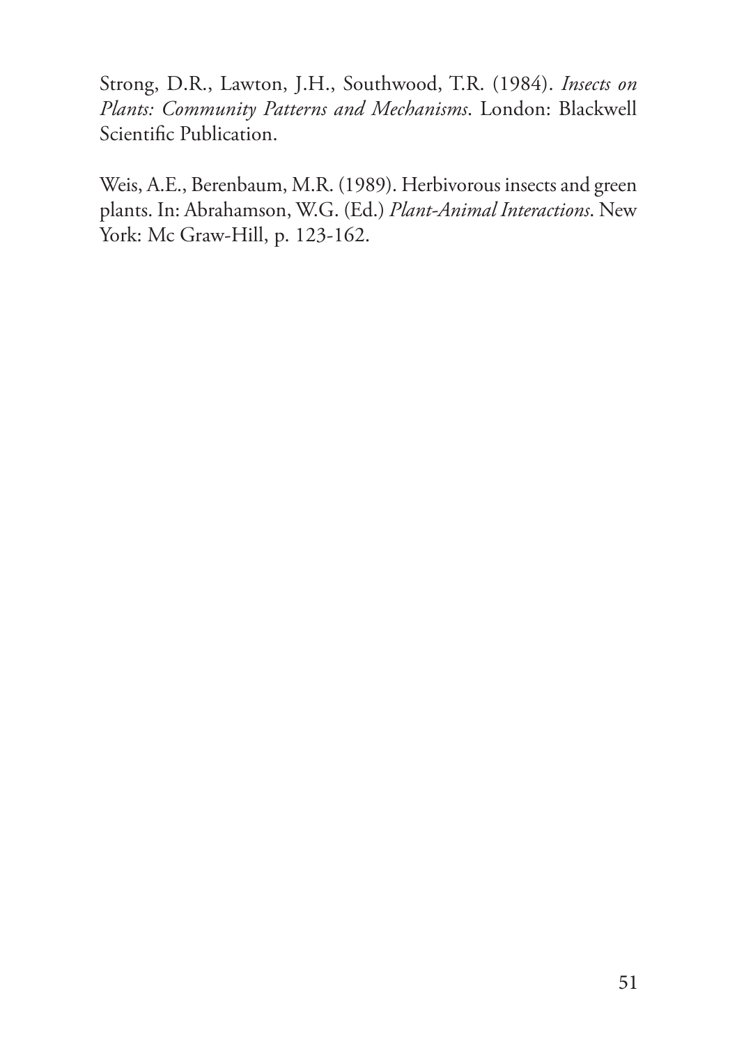Strong, D.R., Lawton, J.H., Southwood, T.R. (1984). *Insects on Plants: Community Patterns and Mechanisms*. London: Blackwell Scientific Publication.

Weis, A.E., Berenbaum, M.R. (1989). Herbivorous insects and green plants. In: Abrahamson, W.G. (Ed.) *Plant-Animal Interactions*. New York: Mc Graw-Hill, p. 123-162.